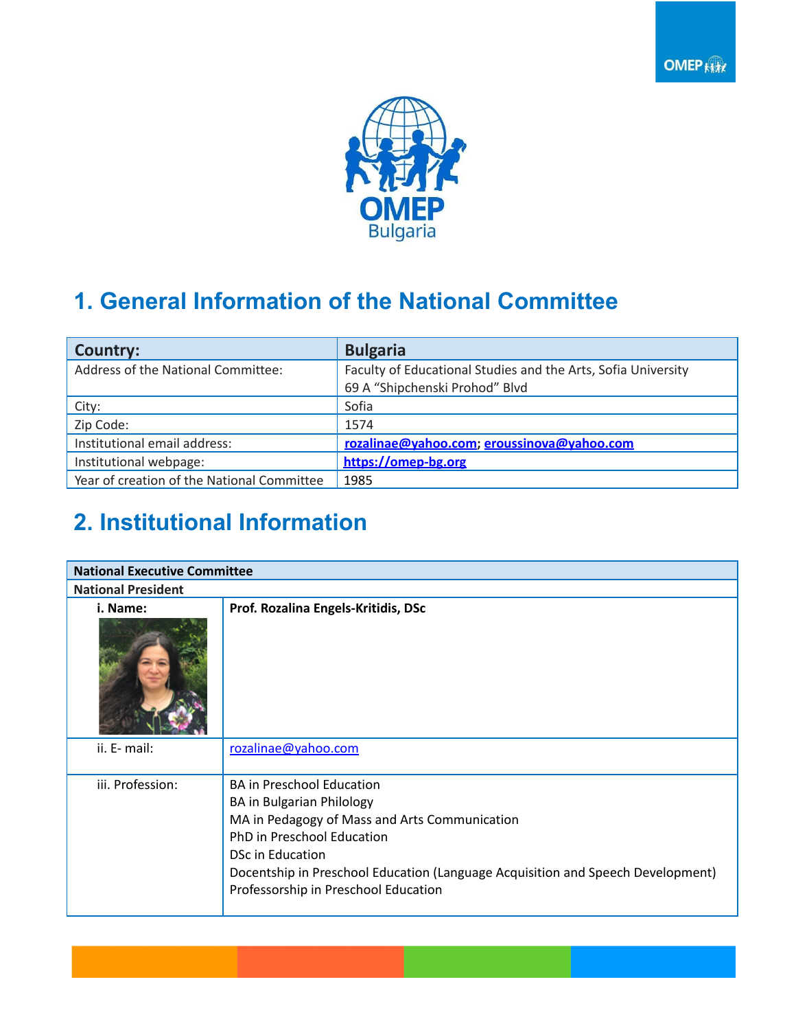OMEP Bulgaria

## 1. General Information of the National Committee

| **Country:** | **Bulgaria** |
|---|---|
| Address of the National Committee: | Faculty of Educational Studies and the Arts, Sofia University 69 A "Shipchenski Prohod" Blvd |
| City: | Sofia |
| Zip Code: | 1574 |
| Institutional email address: | **rozalinae@yahoo.com**; **eroussinova@yahoo.com** |
| Institutional webpage: | **https://omep-bg.org** |
| Year of creation of the National Committee | 1985 |

## 2. Institutional Information

| **National Executive Committee** | |
|---|---|
| **National President** | |
| **i. Name:** | **Prof. Rozalina Engels-Kritidis, DSc** |
| ii. E- mail: | rozalinae@yahoo.com |
| iii. Profession: | BA in Preschool Education<br>BA in Bulgarian Philology<br>MA in Pedagogy of Mass and Arts Communication<br>PhD in Preschool Education<br>DSc in Education<br>Docentship in Preschool Education (Language Acquisition and Speech Development)<br>Professorship in Preschool Education |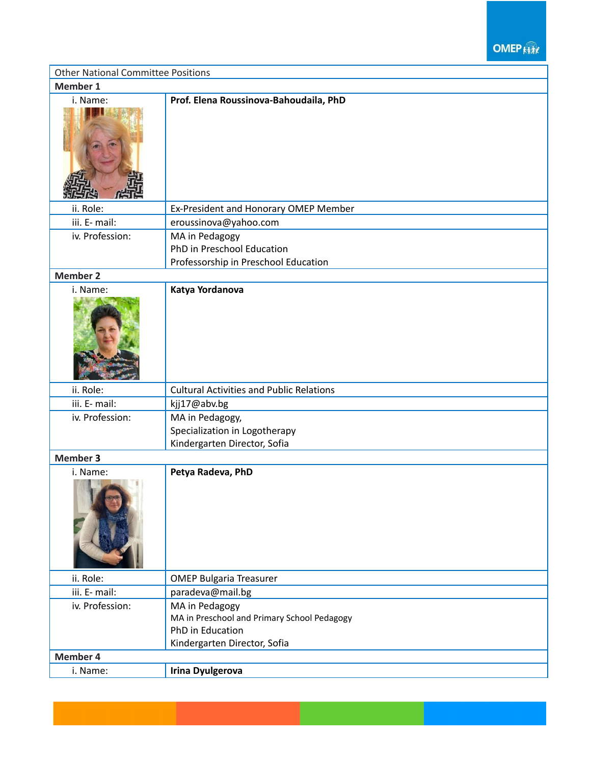| Other National Committee Positions | |
|---|---|
| **Member 1** | |
| i. Name: | **Prof. Elena Roussinova-Bahoudaila, PhD** |
| ii. Role: | Ex-President and Honorary OMEP Member |
| iii. E- mail: | eroussinova@yahoo.com |
| iv. Profession: | MA in Pedagogy<br>PhD in Preschool Education<br>Professorship in Preschool Education |
| **Member 2** | |
| i. Name: | **Katya Yordanova** |
| ii. Role: | Cultural Activities and Public Relations |
| iii. E- mail: | kjj17@abv.bg |
| iv. Profession: | MA in Pedagogy,<br>Specialization in Logotherapy<br>Kindergarten Director, Sofia |
| **Member 3** | |
| i. Name: | **Petya Radeva, PhD** |
| ii. Role: | OMEP Bulgaria Treasurer |
| iii. E- mail: | paradeva@mail.bg |
| iv. Profession: | MA in Pedagogy<br>MA in Preschool and Primary School Pedagogy<br>PhD in Education<br>Kindergarten Director, Sofia |
| **Member 4** | |
| i. Name: | **Irina Dyulgerova** |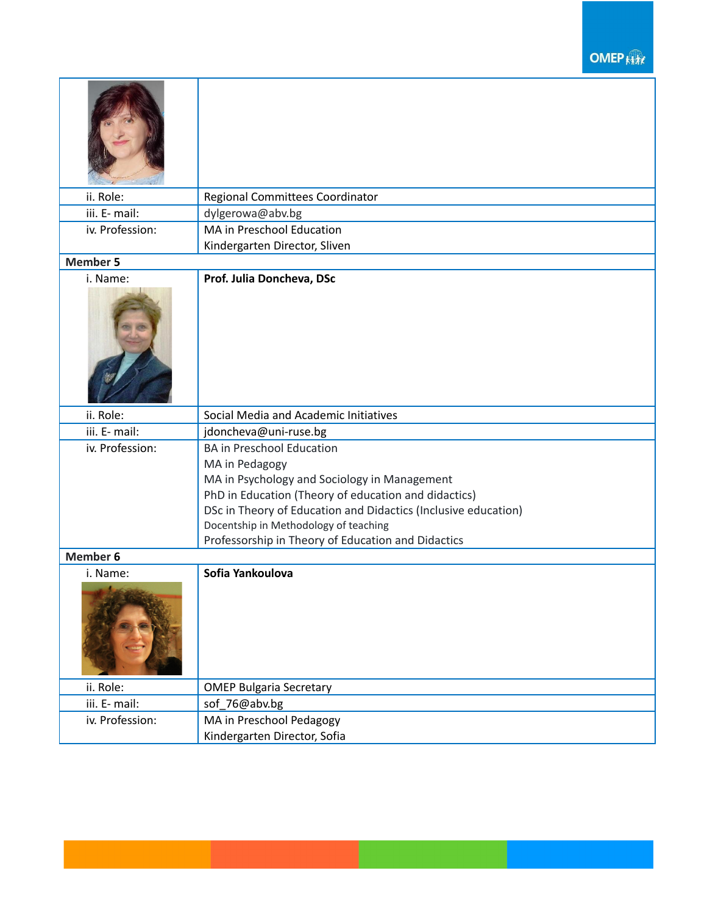| | |
|---|---|
| | |
| ii. Role: | Regional Committees Coordinator |
| iii. E- mail: | dylgerowa@abv.bg |
| iv. Profession: | MA in Preschool Education<br>Kindergarten Director, Sliven |
| **Member 5** | |
| i. Name: | **Prof. Julia Doncheva, DSc** |
| ii. Role: | Social Media and Academic Initiatives |
| iii. E- mail: | jdoncheva@uni-ruse.bg |
| iv. Profession: | BA in Preschool Education<br>MA in Pedagogy<br>MA in Psychology and Sociology in Management<br>PhD in Education (Theory of education and didactics)<br>DSc in Theory of Education and Didactics (Inclusive education)<br>Docentship in Methodology of teaching<br>Professorship in Theory of Education and Didactics |
| **Member 6** | |
| i. Name: | **Sofia Yankoulova** |
| ii. Role: | OMEP Bulgaria Secretary |
| iii. E- mail: | sof_76@abv.bg |
| iv. Profession: | MA in Preschool Pedagogy<br>Kindergarten Director, Sofia |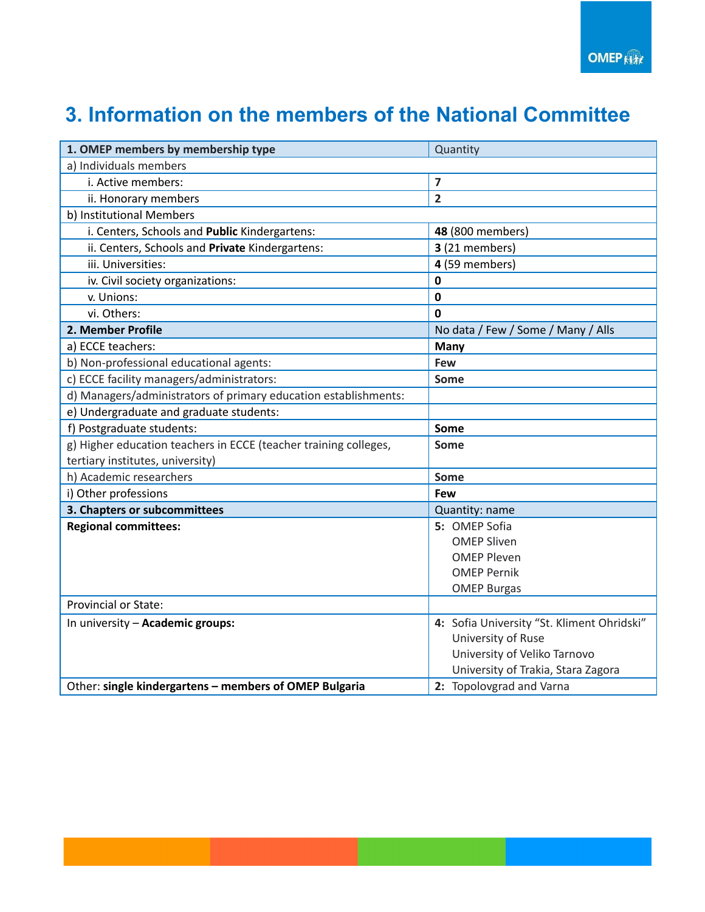# 3. Information on the members of the National Committee

| **1. OMEP members by membership type** | Quantity |
|---|---|
| a) Individuals members | |
| i. Active members: | **7** |
| ii. Honorary members | **2** |
| b) Institutional Members | |
| i. Centers, Schools and **Public** Kindergartens: | **48** (800 members) |
| ii. Centers, Schools and **Private** Kindergartens: | **3** (21 members) |
| iii. Universities: | **4** (59 members) |
| iv. Civil society organizations: | **0** |
| v. Unions: | **0** |
| vi. Others: | **0** |
| **2. Member Profile** | No data / Few / Some / Many / Alls |
| a) ECCE teachers: | **Many** |
| b) Non-professional educational agents: | **Few** |
| c) ECCE facility managers/administrators: | **Some** |
| d) Managers/administrators of primary education establishments: | |
| e) Undergraduate and graduate students: | |
| f) Postgraduate students: | **Some** |
| g) Higher education teachers in ECCE (teacher training colleges, tertiary institutes, university) | **Some** |
| h) Academic researchers | **Some** |
| i) Other professions | **Few** |
| **3. Chapters or subcommittees** | Quantity: name |
| **Regional committees:** | **5:** OMEP Sofia<br>OMEP Sliven<br>OMEP Pleven<br>OMEP Pernik<br>OMEP Burgas |
| Provincial or State: | |
| In university – **Academic groups:** | **4:** Sofia University "St. Kliment Ohridski"<br>University of Ruse<br>University of Veliko Tarnovo<br>University of Trakia, Stara Zagora |
| Other: **single kindergartens – members of OMEP Bulgaria** | **2:** Topolovgrad and Varna |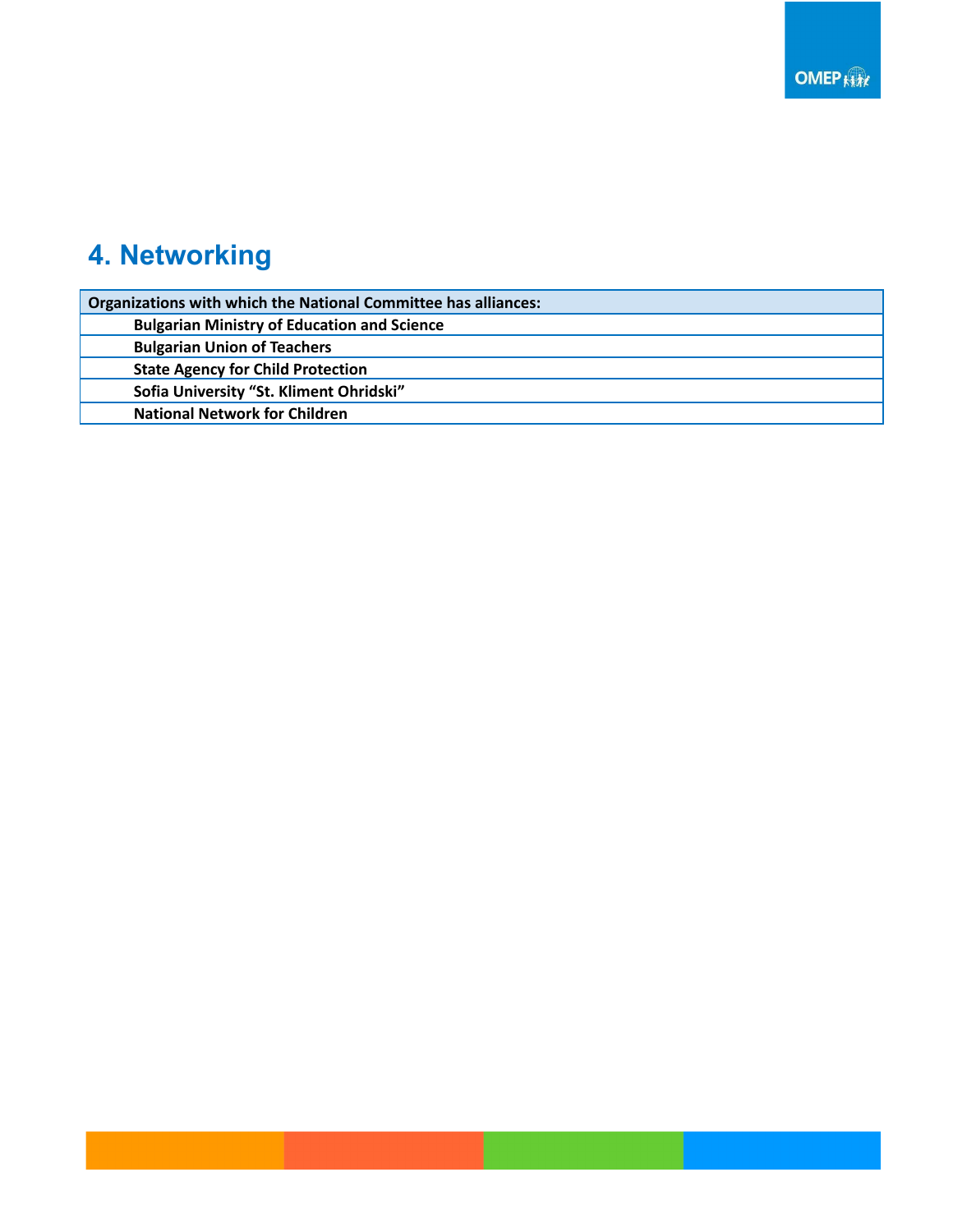## 4. Networking

| Organizations with which the National Committee has alliances: |
|---|
| **Bulgarian Ministry of Education and Science** |
| **Bulgarian Union of Teachers** |
| **State Agency for Child Protection** |
| **Sofia University “St. Kliment Ohridski”** |
| **National Network for Children** |